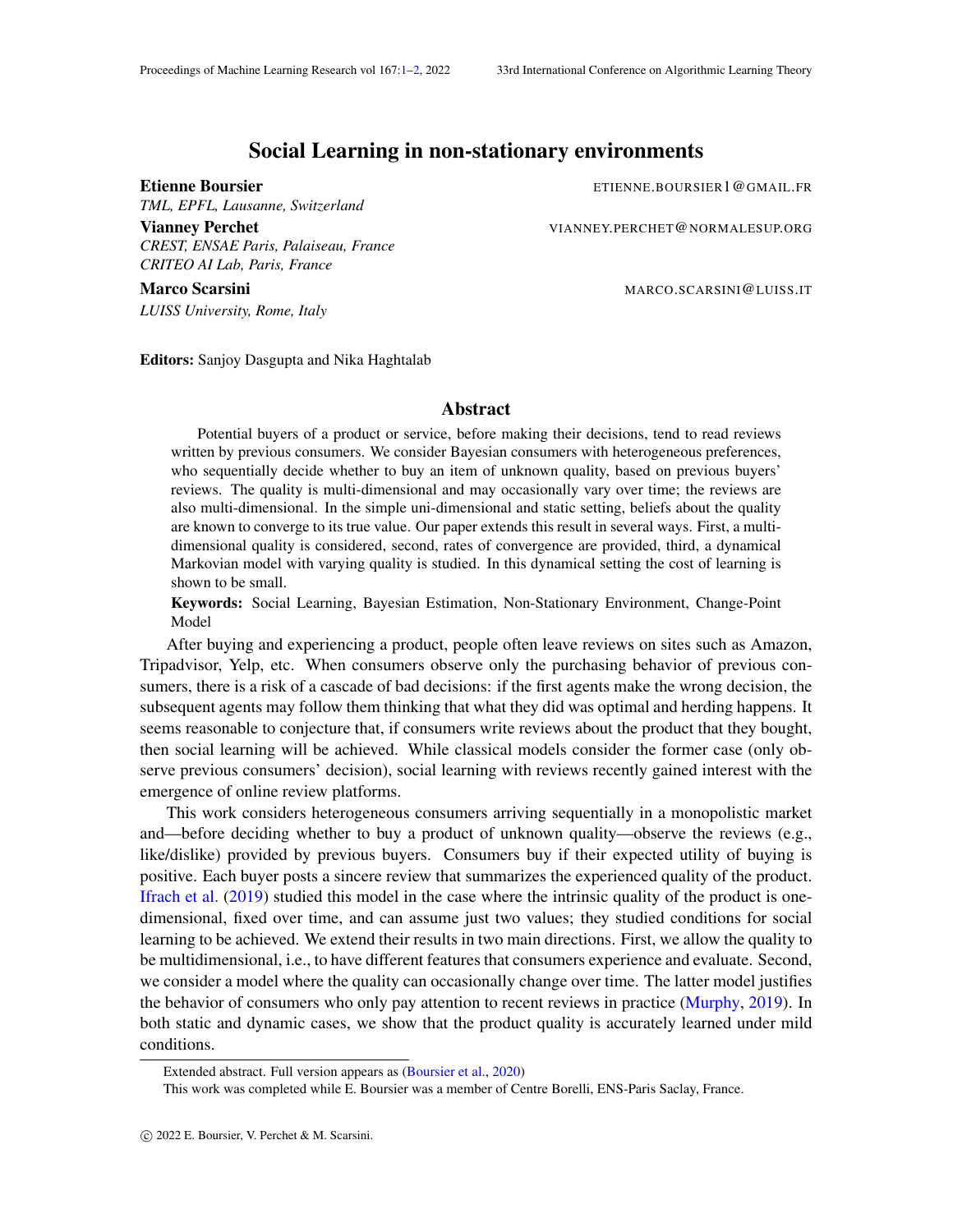# Social Learning in non-stationary environments

**Etienne Boursier** ETIENNE.BOURSIER1@GMAIL.FR
*TML, EPFL, Lausanne, Switzerland*

**Vianney Perchet** VIANNEY.PERCHET@NORMALESUP.ORG
*CREST, ENSAE Paris, Palaiseau, France*
*CRITEO AI Lab, Paris, France*

**Marco Scarsini** MARCO.SCARSINI@LUISS.IT
*LUISS University, Rome, Italy*

**Editors:** Sanjoy Dasgupta and Nika Haghtalab

## Abstract

Potential buyers of a product or service, before making their decisions, tend to read reviews written by previous consumers. We consider Bayesian consumers with heterogeneous preferences, who sequentially decide whether to buy an item of unknown quality, based on previous buyers' reviews. The quality is multi-dimensional and may occasionally vary over time; the reviews are also multi-dimensional. In the simple uni-dimensional and static setting, beliefs about the quality are known to converge to its true value. Our paper extends this result in several ways. First, a multi-dimensional quality is considered, second, rates of convergence are provided, third, a dynamical Markovian model with varying quality is studied. In this dynamical setting the cost of learning is shown to be small.

**Keywords:** Social Learning, Bayesian Estimation, Non-Stationary Environment, Change-Point Model

After buying and experiencing a product, people often leave reviews on sites such as Amazon, Tripadvisor, Yelp, etc. When consumers observe only the purchasing behavior of previous consumers, there is a risk of a cascade of bad decisions: if the first agents make the wrong decision, the subsequent agents may follow them thinking that what they did was optimal and herding happens. It seems reasonable to conjecture that, if consumers write reviews about the product that they bought, then social learning will be achieved. While classical models consider the former case (only observe previous consumers' decision), social learning with reviews recently gained interest with the emergence of online review platforms.

This work considers heterogeneous consumers arriving sequentially in a monopolistic market and—before deciding whether to buy a product of unknown quality—observe the reviews (e.g., like/dislike) provided by previous buyers. Consumers buy if their expected utility of buying is positive. Each buyer posts a sincere review that summarizes the experienced quality of the product. Ifrach et al. (2019) studied this model in the case where the intrinsic quality of the product is one-dimensional, fixed over time, and can assume just two values; they studied conditions for social learning to be achieved. We extend their results in two main directions. First, we allow the quality to be multidimensional, i.e., to have different features that consumers experience and evaluate. Second, we consider a model where the quality can occasionally change over time. The latter model justifies the behavior of consumers who only pay attention to recent reviews in practice (Murphy, 2019). In both static and dynamic cases, we show that the product quality is accurately learned under mild conditions.

Extended abstract. Full version appears as (Boursier et al., 2020)

This work was completed while E. Boursier was a member of Centre Borelli, ENS-Paris Saclay, France.

© 2022 E. Boursier, V. Perchet & M. Scarsini.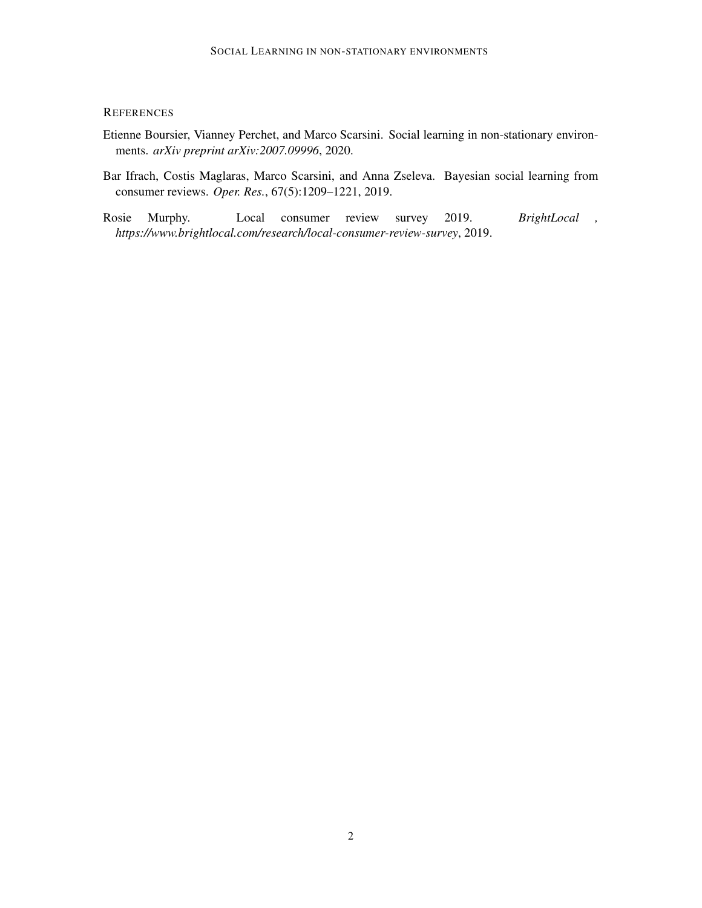## References

Etienne Boursier, Vianney Perchet, and Marco Scarsini. Social learning in non-stationary environments. *arXiv preprint arXiv:2007.09996*, 2020.

Bar Ifrach, Costis Maglaras, Marco Scarsini, and Anna Zseleva. Bayesian social learning from consumer reviews. *Oper. Res.*, 67(5):1209–1221, 2019.

Rosie Murphy. Local consumer review survey 2019. *BrightLocal , https://www.brightlocal.com/research/local-consumer-review-survey*, 2019.